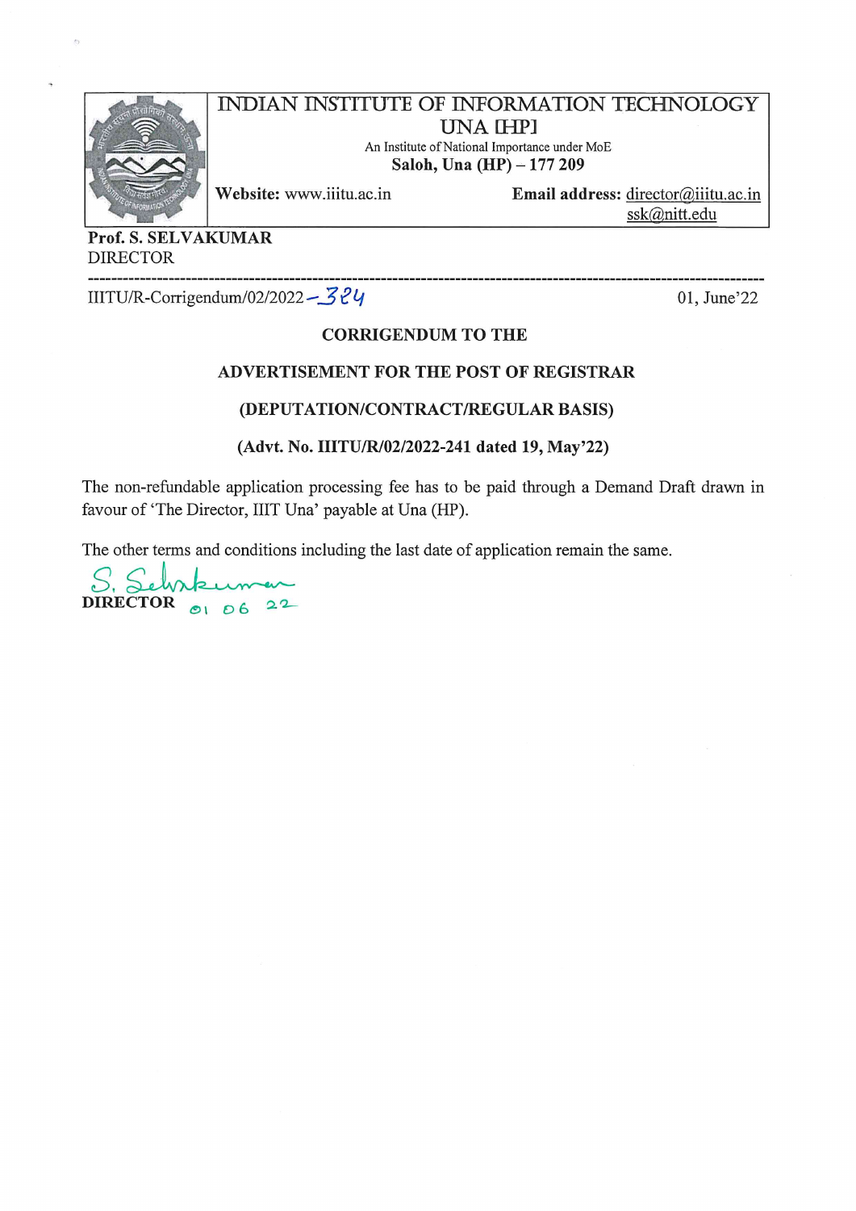# INDIAN INSTITUTE OF INFORMATION TECHNOLOGY UNA [HP]

An Institute of National Importance under MoE

**Saloh, Una (HP) – 177 209**

**Website:** www.iiitu.ac.in

**Email address:** director@iiitu.ac.in ssk@nitt.edu

**Prof. S. SELVAKUMAR**
DIRECTOR

---

IIITU/R-Corrigendum/02/2022–324

01, June'22

**CORRIGENDUM TO THE**

**ADVERTISEMENT FOR THE POST OF REGISTRAR**

**(DEPUTATION/CONTRACT/REGULAR BASIS)**

**(Advt. No. IIITU/R/02/2022-241 dated 19, May'22)**

The non-refundable application processing fee has to be paid through a Demand Draft drawn in favour of 'The Director, IIIT Una' payable at Una (HP).

The other terms and conditions including the last date of application remain the same.

S. Selvakumar
01 06 22

**DIRECTOR**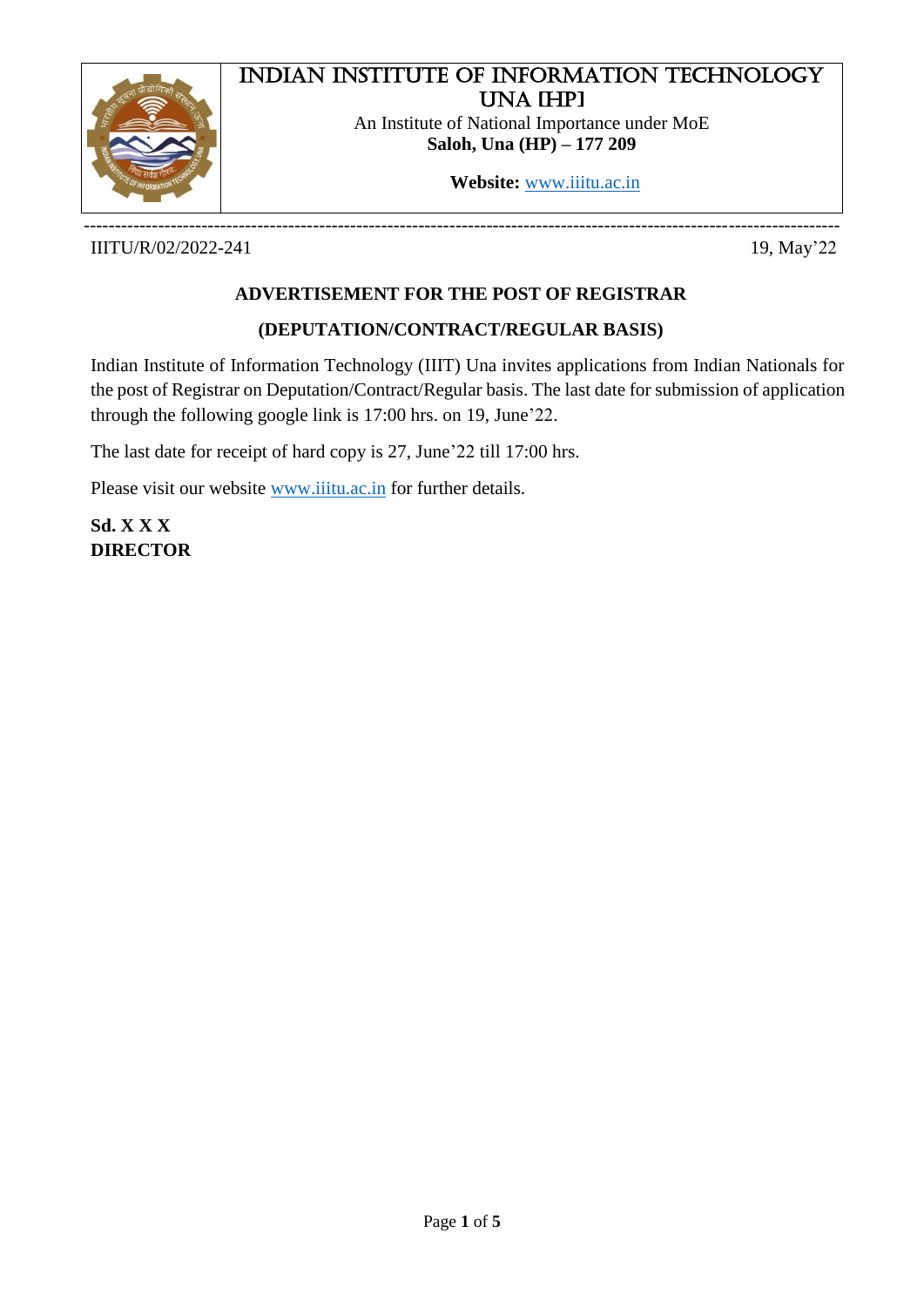# INDIAN INSTITUTE OF INFORMATION TECHNOLOGY UNA [HP]

An Institute of National Importance under MoE

**Saloh, Una (HP) – 177 209**

**Website:** www.iiitu.ac.in

---

IIITU/R/02/2022-241 19, May'22

## ADVERTISEMENT FOR THE POST OF REGISTRAR

## (DEPUTATION/CONTRACT/REGULAR BASIS)

Indian Institute of Information Technology (IIIT) Una invites applications from Indian Nationals for the post of Registrar on Deputation/Contract/Regular basis. The last date for submission of application through the following google link is 17:00 hrs. on 19, June'22.

The last date for receipt of hard copy is 27, June'22 till 17:00 hrs.

Please visit our website www.iiitu.ac.in for further details.

**Sd. X X X**
**DIRECTOR**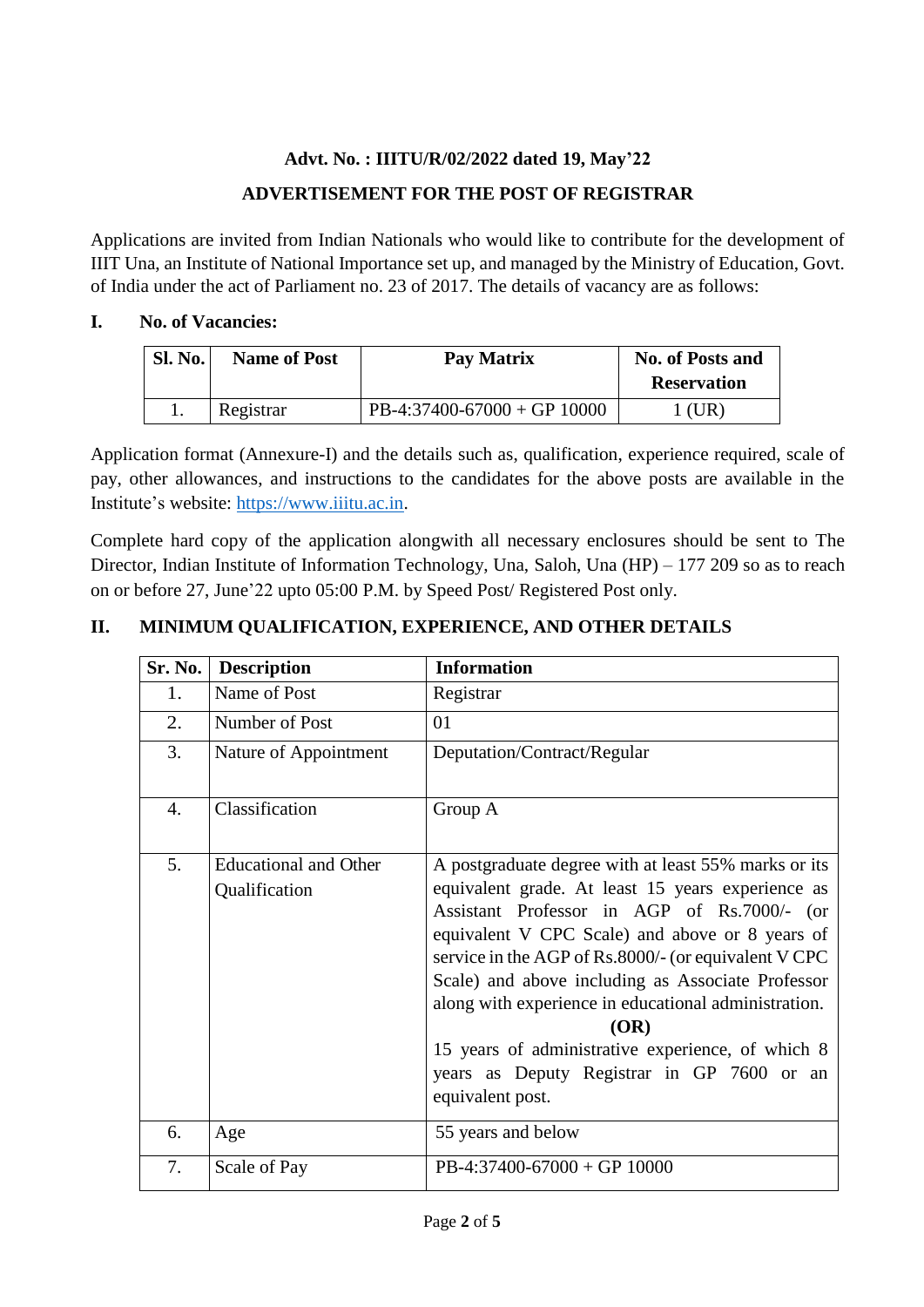**Advt. No. : IIITU/R/02/2022 dated 19, May'22**

**ADVERTISEMENT FOR THE POST OF REGISTRAR**

Applications are invited from Indian Nationals who would like to contribute for the development of IIIT Una, an Institute of National Importance set up, and managed by the Ministry of Education, Govt. of India under the act of Parliament no. 23 of 2017. The details of vacancy are as follows:

## I. No. of Vacancies:

| Sl. No. | Name of Post | Pay Matrix | No. of Posts and Reservation |
|---|---|---|---|
| 1. | Registrar | PB-4:37400-67000 + GP 10000 | 1 (UR) |

Application format (Annexure-I) and the details such as, qualification, experience required, scale of pay, other allowances, and instructions to the candidates for the above posts are available in the Institute's website: https://www.iiitu.ac.in.

Complete hard copy of the application alongwith all necessary enclosures should be sent to The Director, Indian Institute of Information Technology, Una, Saloh, Una (HP) – 177 209 so as to reach on or before 27, June'22 upto 05:00 P.M. by Speed Post/ Registered Post only.

## II. MINIMUM QUALIFICATION, EXPERIENCE, AND OTHER DETAILS

| Sr. No. | Description | Information |
|---|---|---|
| 1. | Name of Post | Registrar |
| 2. | Number of Post | 01 |
| 3. | Nature of Appointment | Deputation/Contract/Regular |
| 4. | Classification | Group A |
| 5. | Educational and Other Qualification | A postgraduate degree with at least 55% marks or its equivalent grade. At least 15 years experience as Assistant Professor in AGP of Rs.7000/- (or equivalent V CPC Scale) and above or 8 years of service in the AGP of Rs.8000/- (or equivalent V CPC Scale) and above including as Associate Professor along with experience in educational administration. **(OR)** 15 years of administrative experience, of which 8 years as Deputy Registrar in GP 7600 or an equivalent post. |
| 6. | Age | 55 years and below |
| 7. | Scale of Pay | PB-4:37400-67000 + GP 10000 |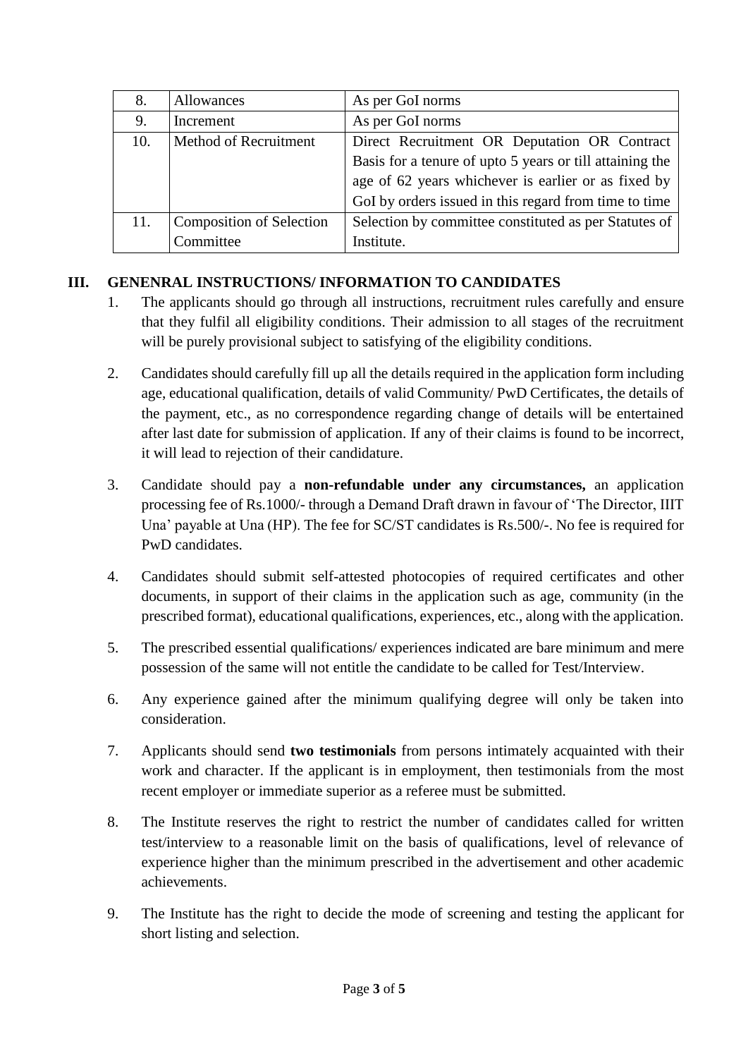| 8. | Allowances | As per GoI norms |
|---|---|---|
| 9. | Increment | As per GoI norms |
| 10. | Method of Recruitment | Direct Recruitment OR Deputation OR Contract Basis for a tenure of upto 5 years or till attaining the age of 62 years whichever is earlier or as fixed by GoI by orders issued in this regard from time to time |
| 11. | Composition of Selection Committee | Selection by committee constituted as per Statutes of Institute. |

## III. GENENRAL INSTRUCTIONS/ INFORMATION TO CANDIDATES

1. The applicants should go through all instructions, recruitment rules carefully and ensure that they fulfil all eligibility conditions. Their admission to all stages of the recruitment will be purely provisional subject to satisfying of the eligibility conditions.

2. Candidates should carefully fill up all the details required in the application form including age, educational qualification, details of valid Community/ PwD Certificates, the details of the payment, etc., as no correspondence regarding change of details will be entertained after last date for submission of application. If any of their claims is found to be incorrect, it will lead to rejection of their candidature.

3. Candidate should pay a **non-refundable under any circumstances,** an application processing fee of Rs.1000/- through a Demand Draft drawn in favour of 'The Director, IIIT Una' payable at Una (HP). The fee for SC/ST candidates is Rs.500/-. No fee is required for PwD candidates.

4. Candidates should submit self-attested photocopies of required certificates and other documents, in support of their claims in the application such as age, community (in the prescribed format), educational qualifications, experiences, etc., along with the application.

5. The prescribed essential qualifications/ experiences indicated are bare minimum and mere possession of the same will not entitle the candidate to be called for Test/Interview.

6. Any experience gained after the minimum qualifying degree will only be taken into consideration.

7. Applicants should send **two testimonials** from persons intimately acquainted with their work and character. If the applicant is in employment, then testimonials from the most recent employer or immediate superior as a referee must be submitted.

8. The Institute reserves the right to restrict the number of candidates called for written test/interview to a reasonable limit on the basis of qualifications, level of relevance of experience higher than the minimum prescribed in the advertisement and other academic achievements.

9. The Institute has the right to decide the mode of screening and testing the applicant for short listing and selection.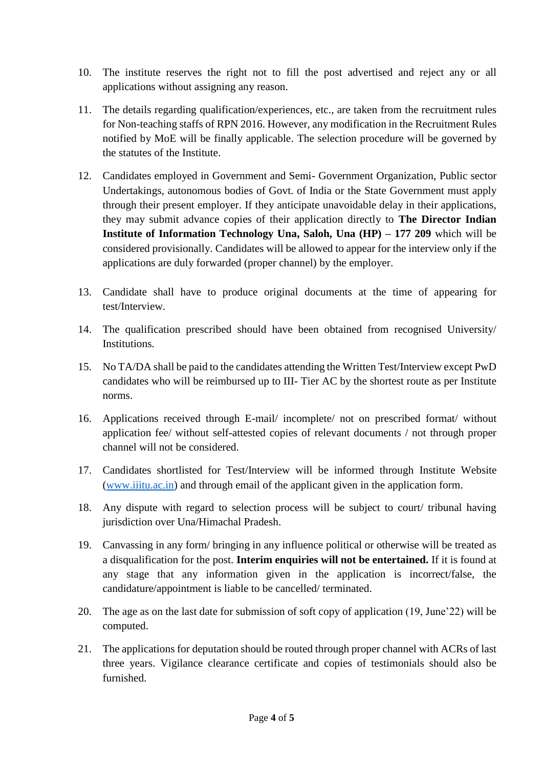10. The institute reserves the right not to fill the post advertised and reject any or all applications without assigning any reason.

11. The details regarding qualification/experiences, etc., are taken from the recruitment rules for Non-teaching staffs of RPN 2016. However, any modification in the Recruitment Rules notified by MoE will be finally applicable. The selection procedure will be governed by the statutes of the Institute.

12. Candidates employed in Government and Semi- Government Organization, Public sector Undertakings, autonomous bodies of Govt. of India or the State Government must apply through their present employer. If they anticipate unavoidable delay in their applications, they may submit advance copies of their application directly to **The Director Indian Institute of Information Technology Una, Saloh, Una (HP) – 177 209** which will be considered provisionally. Candidates will be allowed to appear for the interview only if the applications are duly forwarded (proper channel) by the employer.

13. Candidate shall have to produce original documents at the time of appearing for test/Interview.

14. The qualification prescribed should have been obtained from recognised University/ Institutions.

15. No TA/DA shall be paid to the candidates attending the Written Test/Interview except PwD candidates who will be reimbursed up to III- Tier AC by the shortest route as per Institute norms.

16. Applications received through E-mail/ incomplete/ not on prescribed format/ without application fee/ without self-attested copies of relevant documents / not through proper channel will not be considered.

17. Candidates shortlisted for Test/Interview will be informed through Institute Website ([www.iiitu.ac.in](http://www.iiitu.ac.in)) and through email of the applicant given in the application form.

18. Any dispute with regard to selection process will be subject to court/ tribunal having jurisdiction over Una/Himachal Pradesh.

19. Canvassing in any form/ bringing in any influence political or otherwise will be treated as a disqualification for the post. **Interim enquiries will not be entertained.** If it is found at any stage that any information given in the application is incorrect/false, the candidature/appointment is liable to be cancelled/ terminated.

20. The age as on the last date for submission of soft copy of application (19, June'22) will be computed.

21. The applications for deputation should be routed through proper channel with ACRs of last three years. Vigilance clearance certificate and copies of testimonials should also be furnished.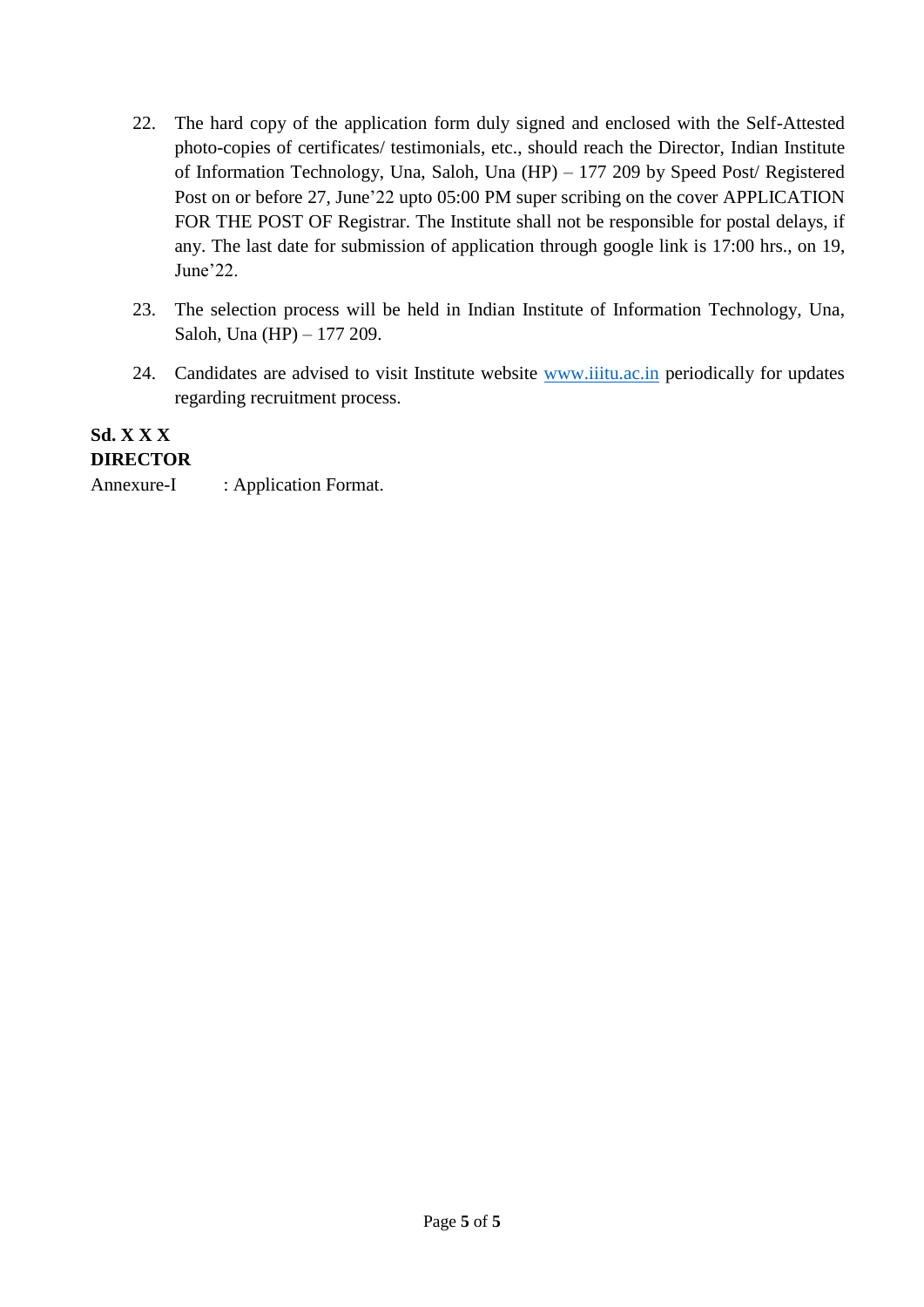22. The hard copy of the application form duly signed and enclosed with the Self-Attested photo-copies of certificates/ testimonials, etc., should reach the Director, Indian Institute of Information Technology, Una, Saloh, Una (HP) – 177 209 by Speed Post/ Registered Post on or before 27, June'22 upto 05:00 PM super scribing on the cover APPLICATION FOR THE POST OF Registrar. The Institute shall not be responsible for postal delays, if any. The last date for submission of application through google link is 17:00 hrs., on 19, June'22.

23. The selection process will be held in Indian Institute of Information Technology, Una, Saloh, Una (HP) – 177 209.

24. Candidates are advised to visit Institute website [www.iiitu.ac.in](www.iiitu.ac.in) periodically for updates regarding recruitment process.

**Sd. X X X**
**DIRECTOR**

Annexure-I : Application Format.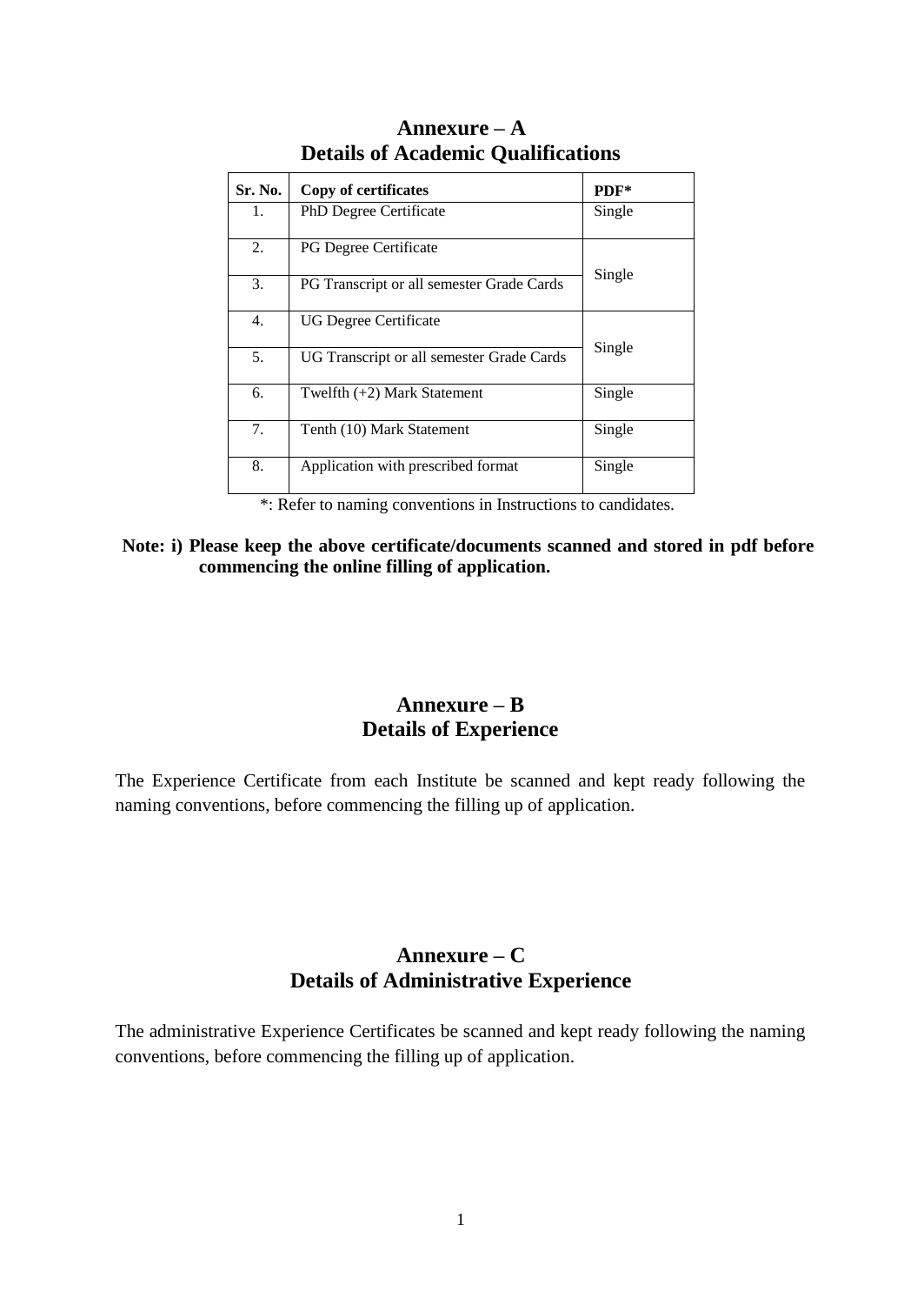## Annexure – A
## Details of Academic Qualifications

| Sr. No. | Copy of certificates | PDF* |
|---|---|---|
| 1. | PhD Degree Certificate | Single |
| 2. | PG Degree Certificate | Single |
| 3. | PG Transcript or all semester Grade Cards | |
| 4. | UG Degree Certificate | Single |
| 5. | UG Transcript or all semester Grade Cards | |
| 6. | Twelfth (+2) Mark Statement | Single |
| 7. | Tenth (10) Mark Statement | Single |
| 8. | Application with prescribed format | Single |

*: Refer to naming conventions in Instructions to candidates.

**Note: i) Please keep the above certificate/documents scanned and stored in pdf before commencing the online filling of application.**

## Annexure – B
## Details of Experience

The Experience Certificate from each Institute be scanned and kept ready following the naming conventions, before commencing the filling up of application.

## Annexure – C
## Details of Administrative Experience

The administrative Experience Certificates be scanned and kept ready following the naming conventions, before commencing the filling up of application.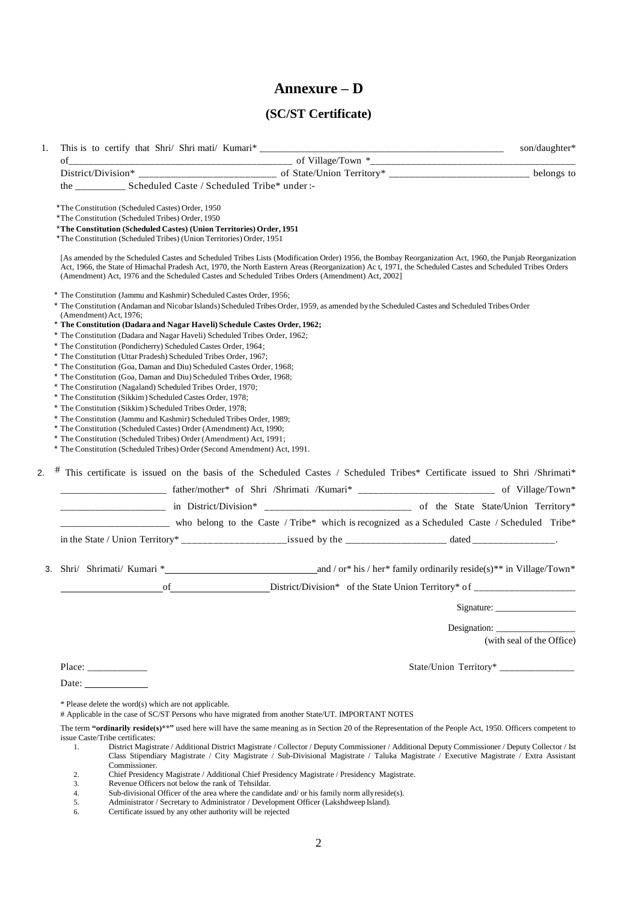# Annexure – D

## (SC/ST Certificate)

1. This is to certify that Shri/ Shri mati/ Kumari* ____________________________________________ son/daughter* of________________________________________ of Village/Town *____________________________________ District/Division* ___________________________ of State/Union Territory* ___________________________ belongs to the __________ Scheduled Caste / Scheduled Tribe* under :-

*The Constitution (Scheduled Castes) Order, 1950
*The Constitution (Scheduled Tribes) Order, 1950
***The Constitution (Scheduled Castes) (Union Territories) Order, 1951**
*The Constitution (Scheduled Tribes) (Union Territories) Order, 1951

[As amended by the Scheduled Castes and Scheduled Tribes Lists (Modification Order) 1956, the Bombay Reorganization Act, 1960, the Punjab Reorganization Act, 1966, the State of Himachal Pradesh Act, 1970, the North Eastern Areas (Reorganization) Ac t, 1971, the Scheduled Castes and Scheduled Tribes Orders (Amendment) Act, 1976 and the Scheduled Castes and Scheduled Tribes Orders (Amendment) Act, 2002]

* The Constitution (Jammu and Kashmir) Scheduled Castes Order, 1956;
* The Constitution (Andaman and Nicobar Islands) Scheduled Tribes Order, 1959, as amended by the Scheduled Castes and Scheduled Tribes Order (Amendment) Act, 1976;
* **The Constitution (Dadara and Nagar Haveli) Schedule Castes Order, 1962;**
* The Constitution (Dadara and Nagar Haveli) Scheduled Tribes Order, 1962;
* The Constitution (Pondicherry) Scheduled Castes Order, 1964;
* The Constitution (Uttar Pradesh) Scheduled Tribes Order, 1967;
* The Constitution (Goa, Daman and Diu) Scheduled Castes Order, 1968;
* The Constitution (Goa, Daman and Diu) Scheduled Tribes Order, 1968;
* The Constitution (Nagaland) Scheduled Tribes Order, 1970;
* The Constitution (Sikkim) Scheduled Castes Order, 1978;
* The Constitution (Sikkim) Scheduled Tribes Order, 1978;
* The Constitution (Jammu and Kashmir) Scheduled Tribes Order, 1989;
* The Constitution (Scheduled Castes) Order (Amendment) Act, 1990;
* The Constitution (Scheduled Tribes) Order (Amendment) Act, 1991;
* The Constitution (Scheduled Tribes) Order (Second Amendment) Act, 1991.

2. # This certificate is issued on the basis of the Scheduled Castes / Scheduled Tribes* Certificate issued to Shri /Shrimati* ____________________ father/mother* of Shri /Shrimati /Kumari* ___________________________ of Village/Town* ____________________ in District/Division* ____________________________ of the State State/Union Territory* ____________________ who belong to the Caste / Tribe* which is recognized as a Scheduled Caste / Scheduled Tribe* in the State / Union Territory* ____________________issued by the ____________________ dated ________________.

3. Shri/ Shrimati/ Kumari *______________________________and / or* his / her* family ordinarily reside(s)** in Village/Town* ____________________of____________________District/Division* of the State Union Territory* of ____________________

Signature: __________________

Designation: __________________
(with seal of the Office)

Place: ____________

State/Union Territory* ________________

Date: ____________

* Please delete the word(s) which are not applicable.
# Applicable in the case of SC/ST Persons who have migrated from another State/UT. IMPORTANT NOTES

The term **"ordinarily reside(s)**"** used here will have the same meaning as in Section 20 of the Representation of the People Act, 1950. Officers competent to issue Caste/Tribe certificates:

1. District Magistrate / Additional District Magistrate / Collector / Deputy Commissioner / Additional Deputy Commissioner / Deputy Collector / Ist Class Stipendiary Magistrate / City Magistrate / Sub-Divisional Magistrate / Taluka Magistrate / Executive Magistrate / Extra Assistant Commissioner.
2. Chief Presidency Magistrate / Additional Chief Presidency Magistrate / Presidency Magistrate.
3. Revenue Officers not below the rank of Tehsildar.
4. Sub-divisional Officer of the area where the candidate and/ or his family norm allyreside(s).
5. Administrator / Secretary to Administrator / Development Officer (Lakshdweep Island).
6. Certificate issued by any other authority will be rejected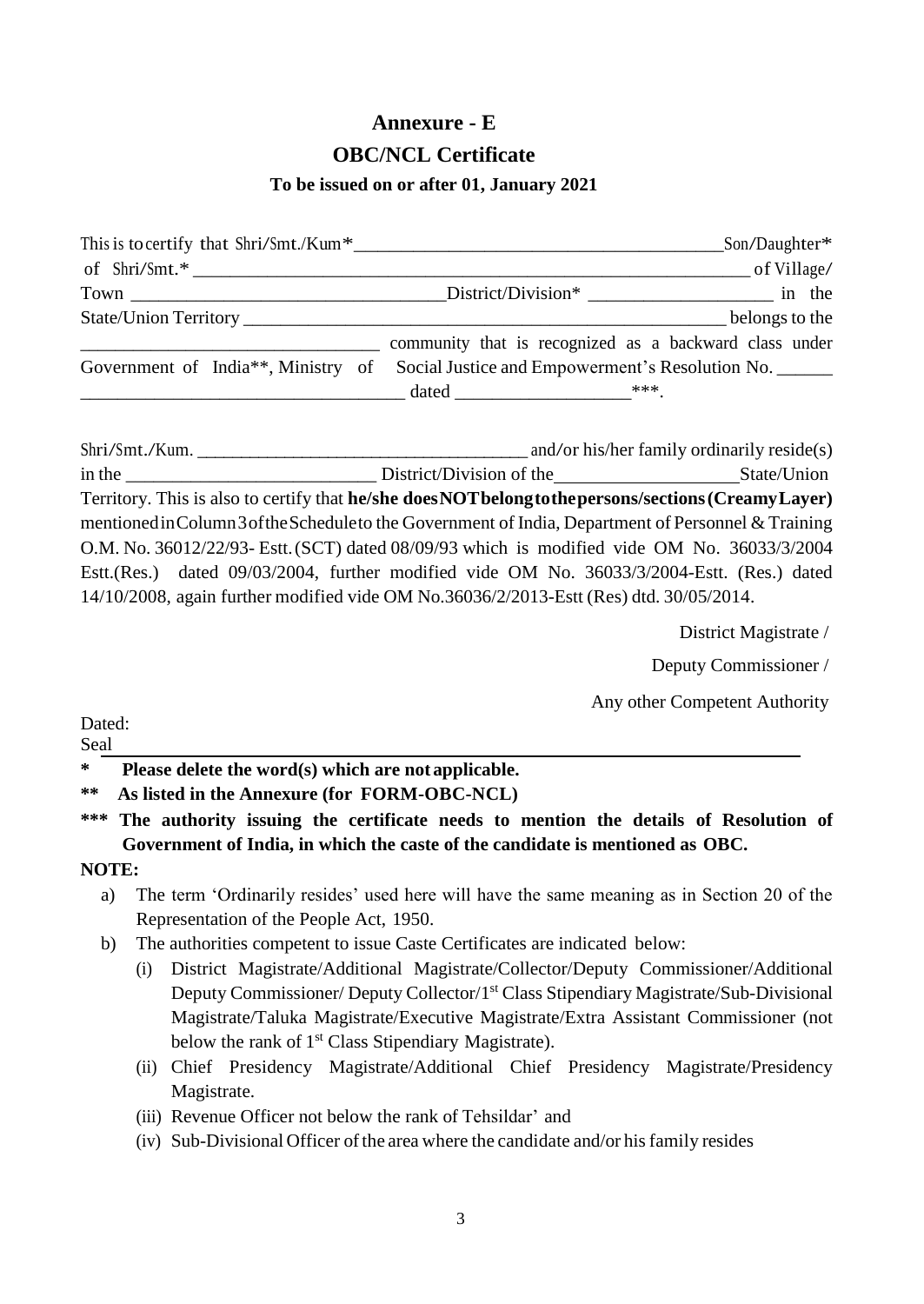# Annexure - E

## OBC/NCL Certificate

### To be issued on or after 01, January 2021

This is to certify that Shri/Smt./Kum* _______________________________________ Son/Daughter* of Shri/Smt.* ___________________________________________________________ of Village/ Town _________________________________ District/Division* ____________________ in the State/Union Territory ____________________________________________________ belongs to the _______________________________ community that is recognized as a backward class under Government of India**, Ministry of Social Justice and Empowerment's Resolution No. ______ __________________________________ dated ___________________***.

Shri/Smt./Kum. ____________________________________ and/or his/her family ordinarily reside(s) in the __________________________ District/Division of the___________________State/Union Territory. This is also to certify that **he/she does NOT belong to the persons/sections (Creamy Layer)** mentioned in Column 3 of the Schedule to the Government of India, Department of Personnel & Training O.M. No. 36012/22/93- Estt. (SCT) dated 08/09/93 which is modified vide OM No. 36033/3/2004 Estt.(Res.) dated 09/03/2004, further modified vide OM No. 36033/3/2004-Estt. (Res.) dated 14/10/2008, again further modified vide OM No.36036/2/2013-Estt (Res) dtd. 30/05/2014.

District Magistrate /

Deputy Commissioner /

Any other Competent Authority

Dated:

Seal

---

**\* Please delete the word(s) which are not applicable.**

**\*\* As listed in the Annexure (for FORM-OBC-NCL)**

**\*\*\* The authority issuing the certificate needs to mention the details of Resolution of Government of India, in which the caste of the candidate is mentioned as OBC.**

**NOTE:**

a) The term 'Ordinarily resides' used here will have the same meaning as in Section 20 of the Representation of the People Act, 1950.

b) The authorities competent to issue Caste Certificates are indicated below:

   (i) District Magistrate/Additional Magistrate/Collector/Deputy Commissioner/Additional Deputy Commissioner/ Deputy Collector/1st Class Stipendiary Magistrate/Sub-Divisional Magistrate/Taluka Magistrate/Executive Magistrate/Extra Assistant Commissioner (not below the rank of 1st Class Stipendiary Magistrate).

   (ii) Chief Presidency Magistrate/Additional Chief Presidency Magistrate/Presidency Magistrate.

   (iii) Revenue Officer not below the rank of Tehsildar' and

   (iv) Sub-Divisional Officer of the area where the candidate and/or his family resides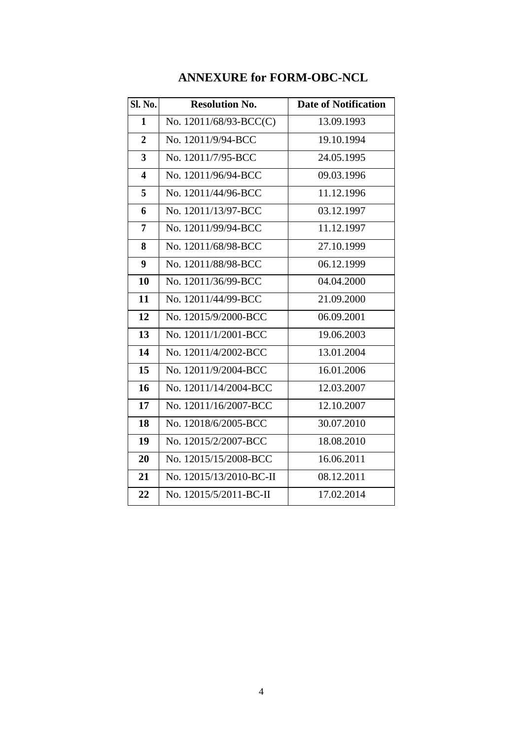## ANNEXURE for FORM-OBC-NCL

| Sl. No. | Resolution No. | Date of Notification |
|---|---|---|
| 1 | No. 12011/68/93-BCC(C) | 13.09.1993 |
| 2 | No. 12011/9/94-BCC | 19.10.1994 |
| 3 | No. 12011/7/95-BCC | 24.05.1995 |
| 4 | No. 12011/96/94-BCC | 09.03.1996 |
| 5 | No. 12011/44/96-BCC | 11.12.1996 |
| 6 | No. 12011/13/97-BCC | 03.12.1997 |
| 7 | No. 12011/99/94-BCC | 11.12.1997 |
| 8 | No. 12011/68/98-BCC | 27.10.1999 |
| 9 | No. 12011/88/98-BCC | 06.12.1999 |
| 10 | No. 12011/36/99-BCC | 04.04.2000 |
| 11 | No. 12011/44/99-BCC | 21.09.2000 |
| 12 | No. 12015/9/2000-BCC | 06.09.2001 |
| 13 | No. 12011/1/2001-BCC | 19.06.2003 |
| 14 | No. 12011/4/2002-BCC | 13.01.2004 |
| 15 | No. 12011/9/2004-BCC | 16.01.2006 |
| 16 | No. 12011/14/2004-BCC | 12.03.2007 |
| 17 | No. 12011/16/2007-BCC | 12.10.2007 |
| 18 | No. 12018/6/2005-BCC | 30.07.2010 |
| 19 | No. 12015/2/2007-BCC | 18.08.2010 |
| 20 | No. 12015/15/2008-BCC | 16.06.2011 |
| 21 | No. 12015/13/2010-BC-II | 08.12.2011 |
| 22 | No. 12015/5/2011-BC-II | 17.02.2014 |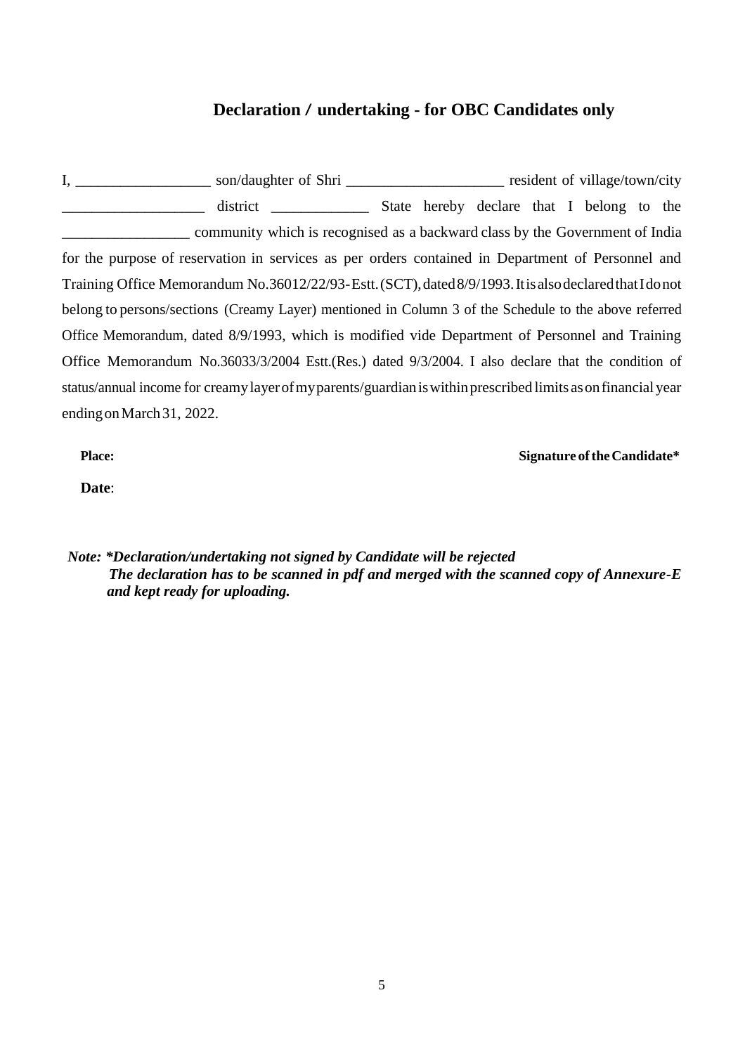## Declaration / undertaking - for OBC Candidates only

I, __________________ son/daughter of Shri _____________________ resident of village/town/city ___________________ district _____________ State hereby declare that I belong to the _________________ community which is recognised as a backward class by the Government of India for the purpose of reservation in services as per orders contained in Department of Personnel and Training Office Memorandum No.36012/22/93-Estt.(SCT), dated 8/9/1993. It is also declared that I do not belong to persons/sections (Creamy Layer) mentioned in Column 3 of the Schedule to the above referred Office Memorandum, dated 8/9/1993, which is modified vide Department of Personnel and Training Office Memorandum No.36033/3/2004 Estt.(Res.) dated 9/3/2004. I also declare that the condition of status/annual income for creamy layer of my parents/guardian is within prescribed limits as on financial year ending on March 31, 2022.

**Place:** **Signature of the Candidate***

**Date**:

***Note: *Declaration/undertaking not signed by Candidate will be rejected***
***The declaration has to be scanned in pdf and merged with the scanned copy of Annexure-E and kept ready for uploading.***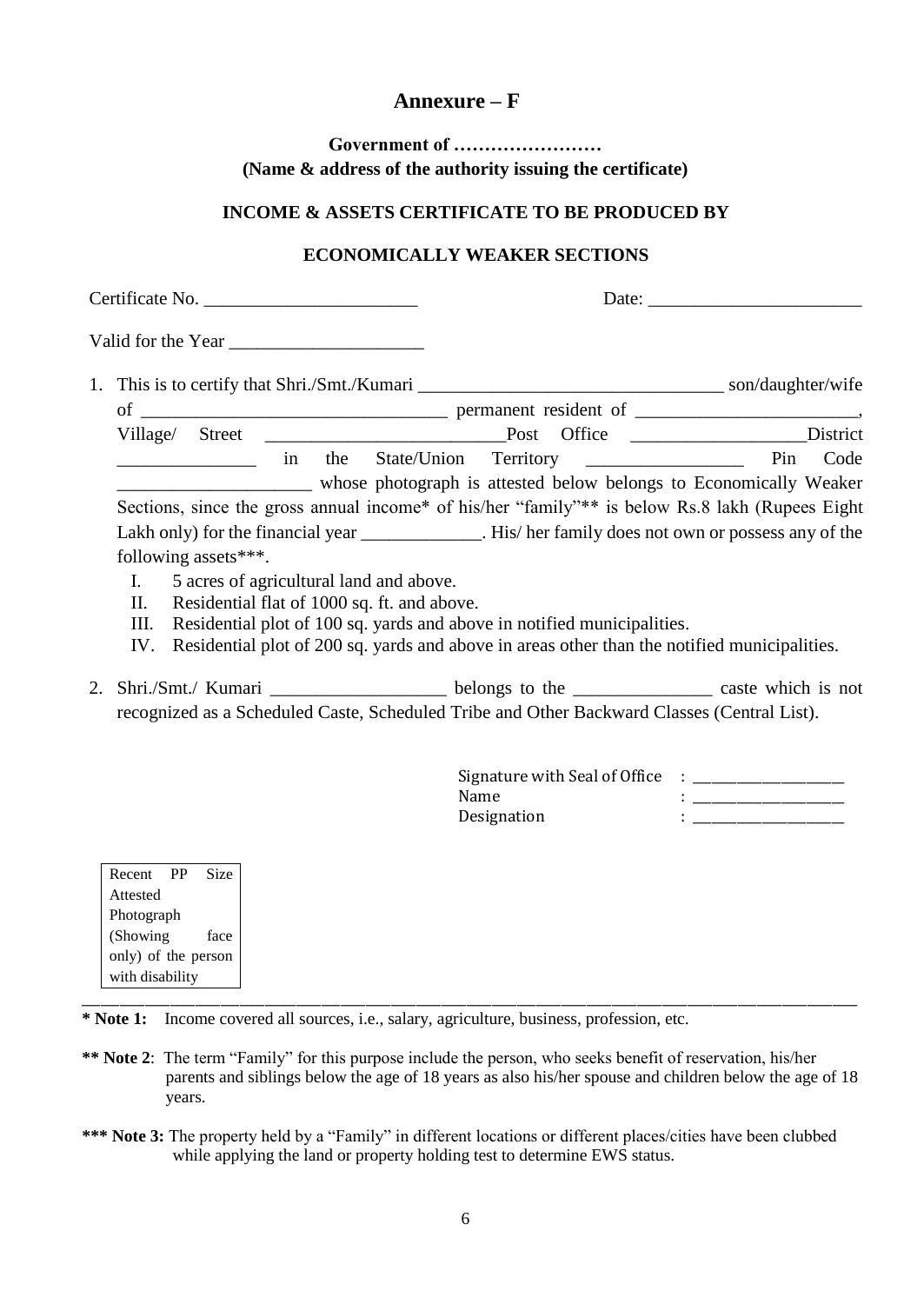# Annexure – F

**Government of ……………………**
**(Name & address of the authority issuing the certificate)**

**INCOME & ASSETS CERTIFICATE TO BE PRODUCED BY**

**ECONOMICALLY WEAKER SECTIONS**

Certificate No. _______________________ Date: _______________________

Valid for the Year _____________________

1. This is to certify that Shri./Smt./Kumari _________________________________ son/daughter/wife of _________________________________ permanent resident of ________________________, Village/ Street __________________________Post Office ___________________District _______________ in the State/Union Territory _________________ Pin Code ____________________ whose photograph is attested below belongs to Economically Weaker Sections, since the gross annual income* of his/her "family"** is below Rs.8 lakh (Rupees Eight Lakh only) for the financial year _____________. His/ her family does not own or possess any of the following assets***.
   - I. 5 acres of agricultural land and above.
   - II. Residential flat of 1000 sq. ft. and above.
   - III. Residential plot of 100 sq. yards and above in notified municipalities.
   - IV. Residential plot of 200 sq. yards and above in areas other than the notified municipalities.

2. Shri./Smt./ Kumari ___________________ belongs to the _______________ caste which is not recognized as a Scheduled Caste, Scheduled Tribe and Other Backward Classes (Central List).

Signature with Seal of Office : ___________________
Name : ___________________
Designation : ___________________

Recent PP Size Attested Photograph (Showing face only) of the person with disability

---

**\* Note 1:** Income covered all sources, i.e., salary, agriculture, business, profession, etc.

**\*\* Note 2**: The term "Family" for this purpose include the person, who seeks benefit of reservation, his/her parents and siblings below the age of 18 years as also his/her spouse and children below the age of 18 years.

**\*\*\* Note 3:** The property held by a "Family" in different locations or different places/cities have been clubbed while applying the land or property holding test to determine EWS status.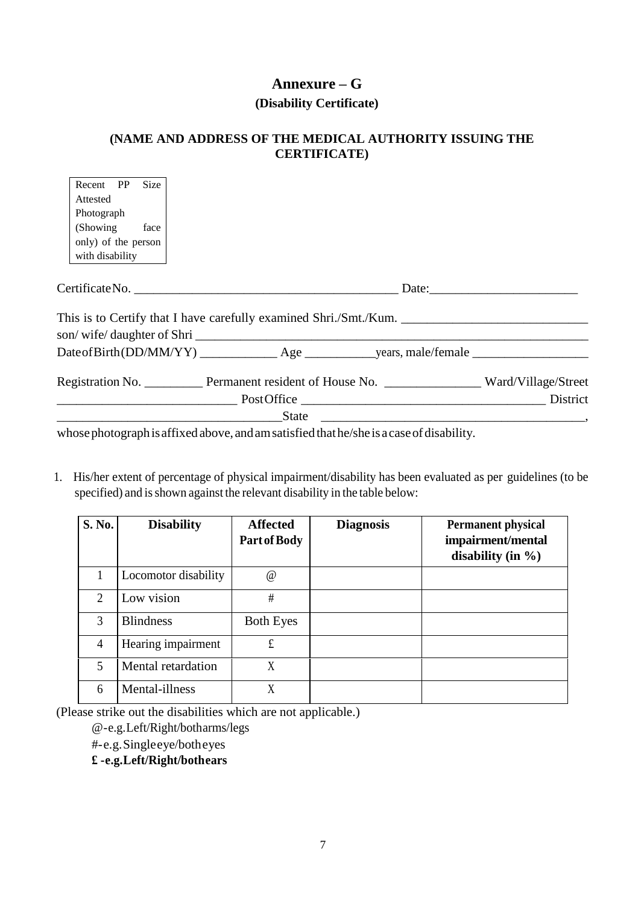# Annexure – G

## (Disability Certificate)

**(NAME AND ADDRESS OF THE MEDICAL AUTHORITY ISSUING THE CERTIFICATE)**

| Recent PP Size Attested Photograph (Showing face only) of the person with disability |
|---|

Certificate No. ________________________________________ Date:______________________

This is to Certify that I have carefully examined Shri./Smt./Kum. ____________________________
son/ wife/ daughter of Shri ______________________________________________________________
Date of Birth (DD/MM/YY) ____________ Age ___________ years, male/female __________________

Registration No. _________ Permanent resident of House No. _______________ Ward/Village/Street
___________________________ Post Office ______________________________________ District
__________________________________ State ________________________________________,
whose photograph is affixed above, and am satisfied that he/she is a case of disability.

1. His/her extent of percentage of physical impairment/disability has been evaluated as per guidelines (to be specified) and is shown against the relevant disability in the table below:

| S. No. | Disability | Affected Part of Body | Diagnosis | Permanent physical impairment/mental disability (in %) |
|---|---|---|---|---|
| 1 | Locomotor disability | @ | | |
| 2 | Low vision | # | | |
| 3 | Blindness | Both Eyes | | |
| 4 | Hearing impairment | £ | | |
| 5 | Mental retardation | X | | |
| 6 | Mental-illness | X | | |

(Please strike out the disabilities which are not applicable.)

@-e.g. Left/Right/both arms/legs

#-e.g. Single eye/both eyes

**£ -e.g. Left/Right/both ears**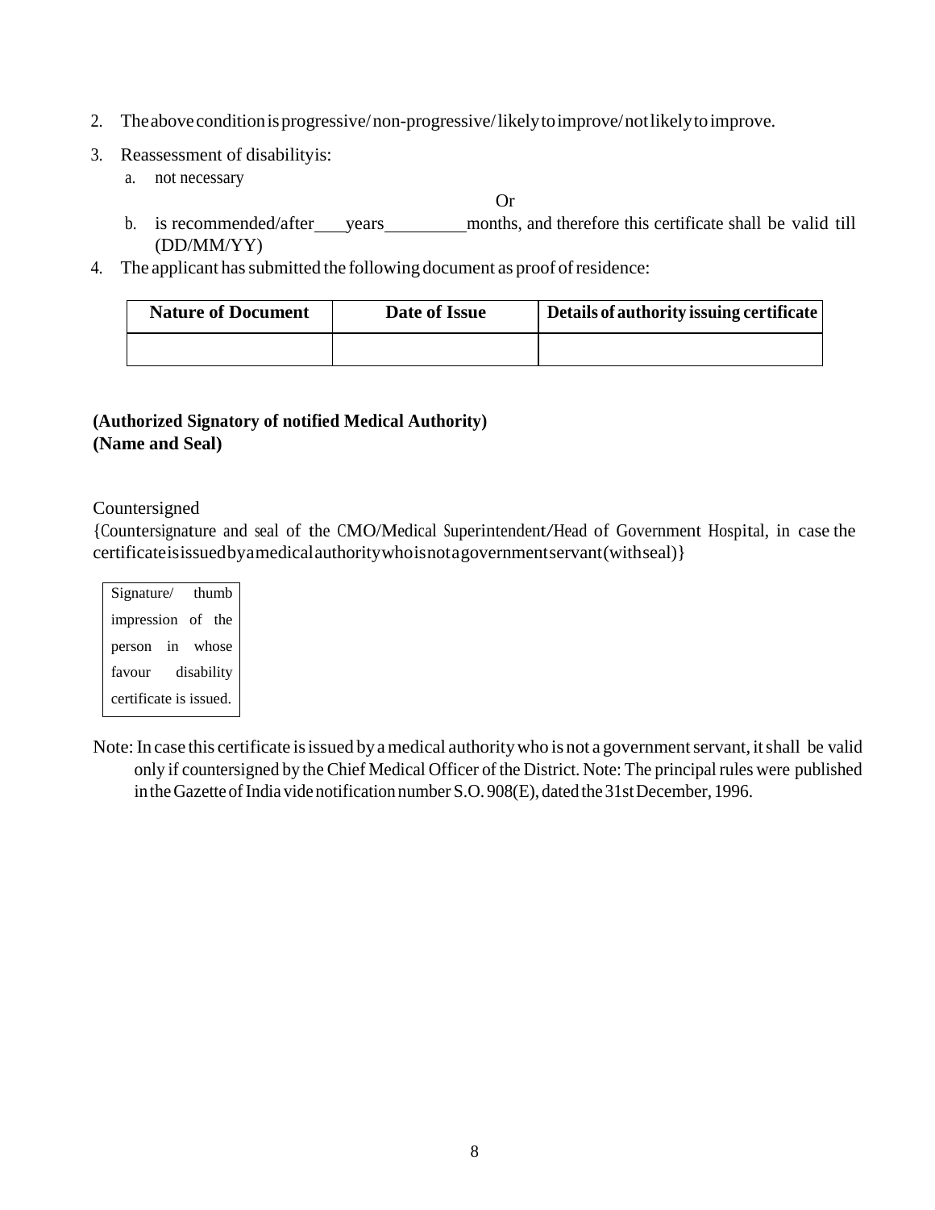2. The above condition is progressive/ non-progressive/ likely to improve/ not likely to improve.
3. Reassessment of disability is:
   a. not necessary

   Or

   b. is recommended/after ___ years _________ months, and therefore this certificate shall be valid till (DD/MM/YY)
4. The applicant has submitted the following document as proof of residence:

| Nature of Document | Date of Issue | Details of authority issuing certificate |
|---|---|---|
| | | |

**(Authorized Signatory of notified Medical Authority)**
**(Name and Seal)**

Countersigned

{Countersignature and seal of the CMO/Medical Superintendent/Head of Government Hospital, in case the certificate is issued by a medical authority who is not a government servant (with seal)}

| Signature/ thumb impression of the person in whose favour disability certificate is issued. |
|---|

Note: In case this certificate is issued by a medical authority who is not a government servant, it shall be valid only if countersigned by the Chief Medical Officer of the District. Note: The principal rules were published in the Gazette of India vide notification number S.O. 908(E), dated the 31st December, 1996.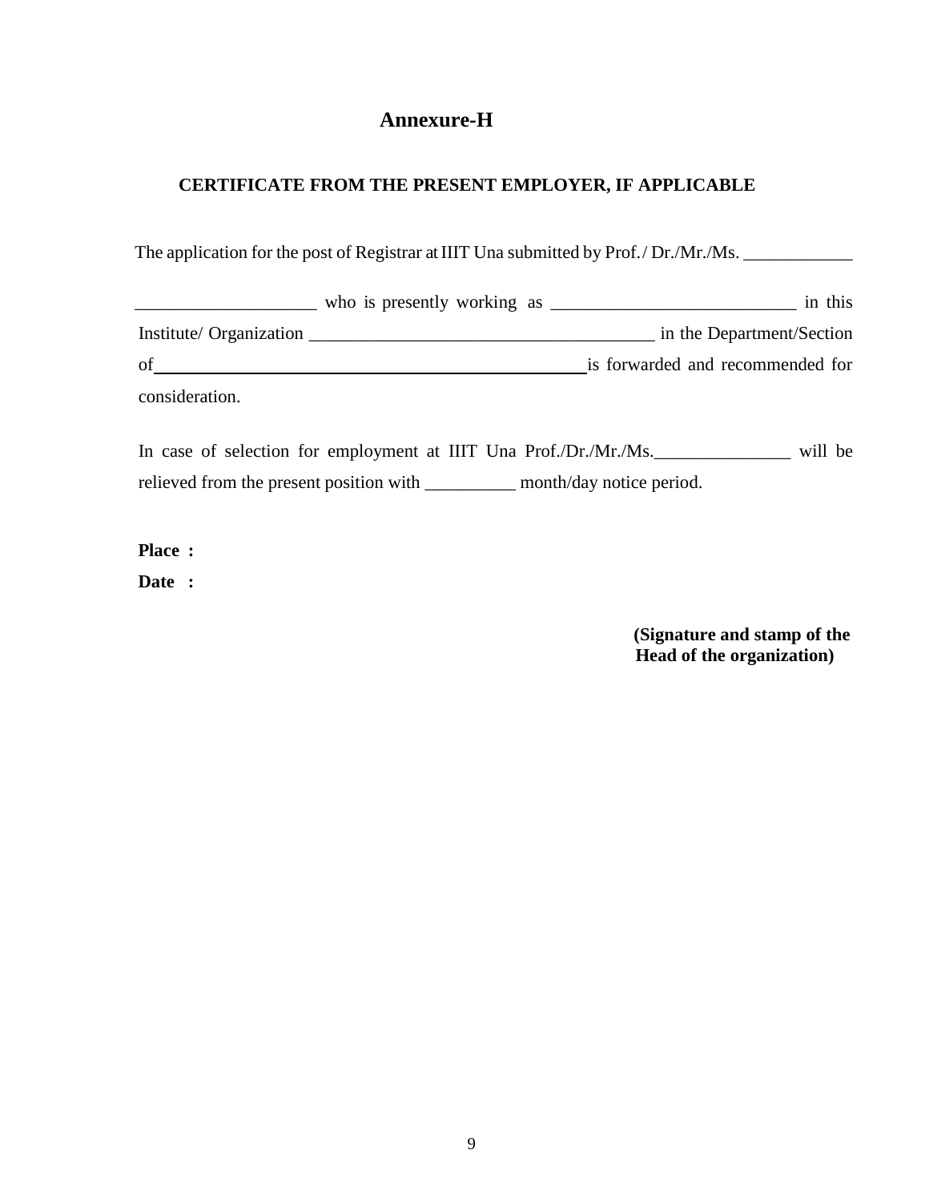# Annexure-H

## CERTIFICATE FROM THE PRESENT EMPLOYER, IF APPLICABLE

The application for the post of Registrar at IIIT Una submitted by Prof./ Dr./Mr./Ms. ____________

____________________ who is presently working as ___________________________ in this Institute/ Organization ______________________________________ in the Department/Section of ______________________________________________ is forwarded and recommended for consideration.

In case of selection for employment at IIIT Una Prof./Dr./Mr./Ms._______________ will be relieved from the present position with __________ month/day notice period.

**Place :**

**Date :**

**(Signature and stamp of the Head of the organization)**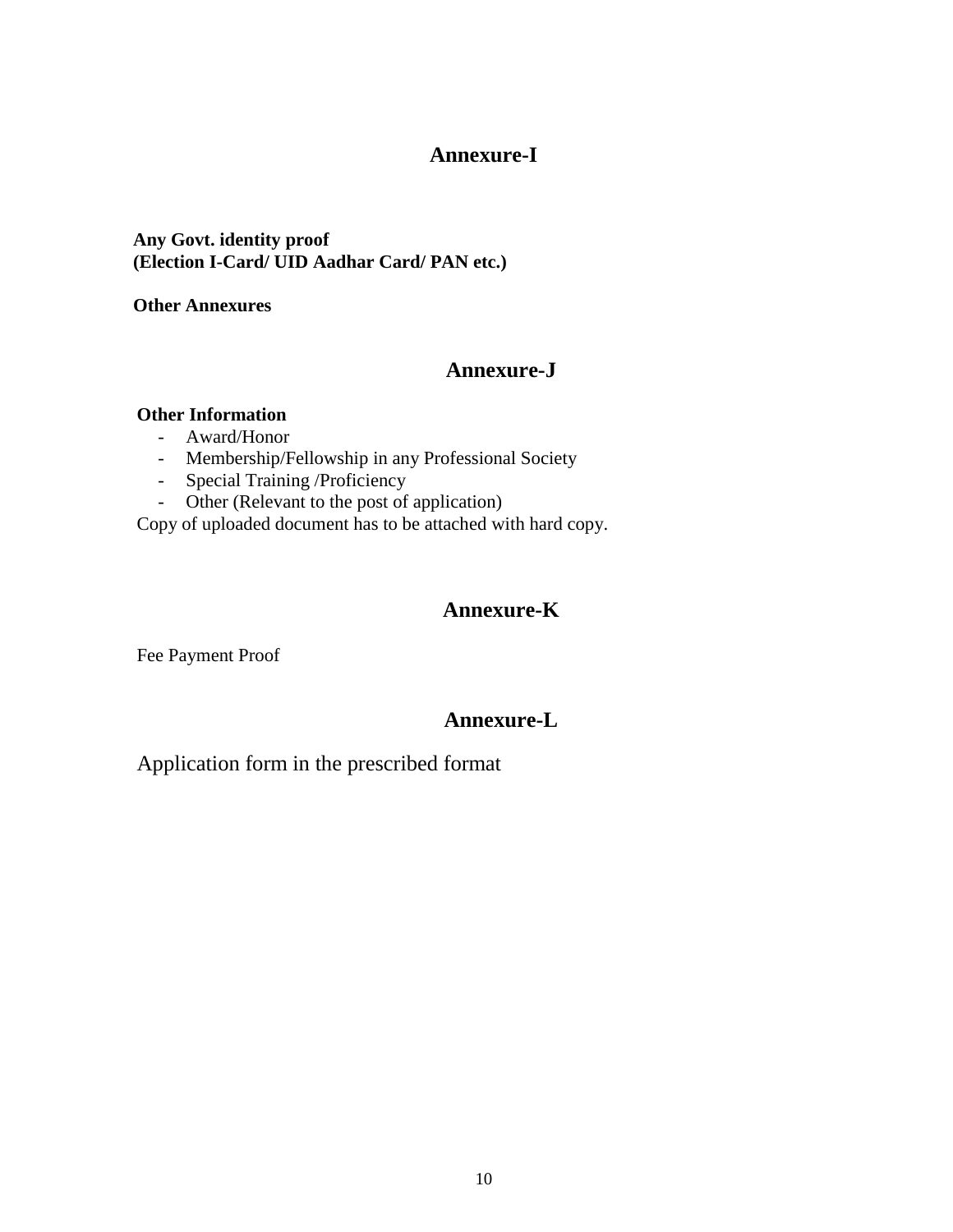## Annexure-I

**Any Govt. identity proof**
**(Election I-Card/ UID Aadhar Card/ PAN etc.)**

**Other Annexures**

## Annexure-J

**Other Information**

- Award/Honor
- Membership/Fellowship in any Professional Society
- Special Training /Proficiency
- Other (Relevant to the post of application)

Copy of uploaded document has to be attached with hard copy.

## Annexure-K

Fee Payment Proof

## Annexure-L

Application form in the prescribed format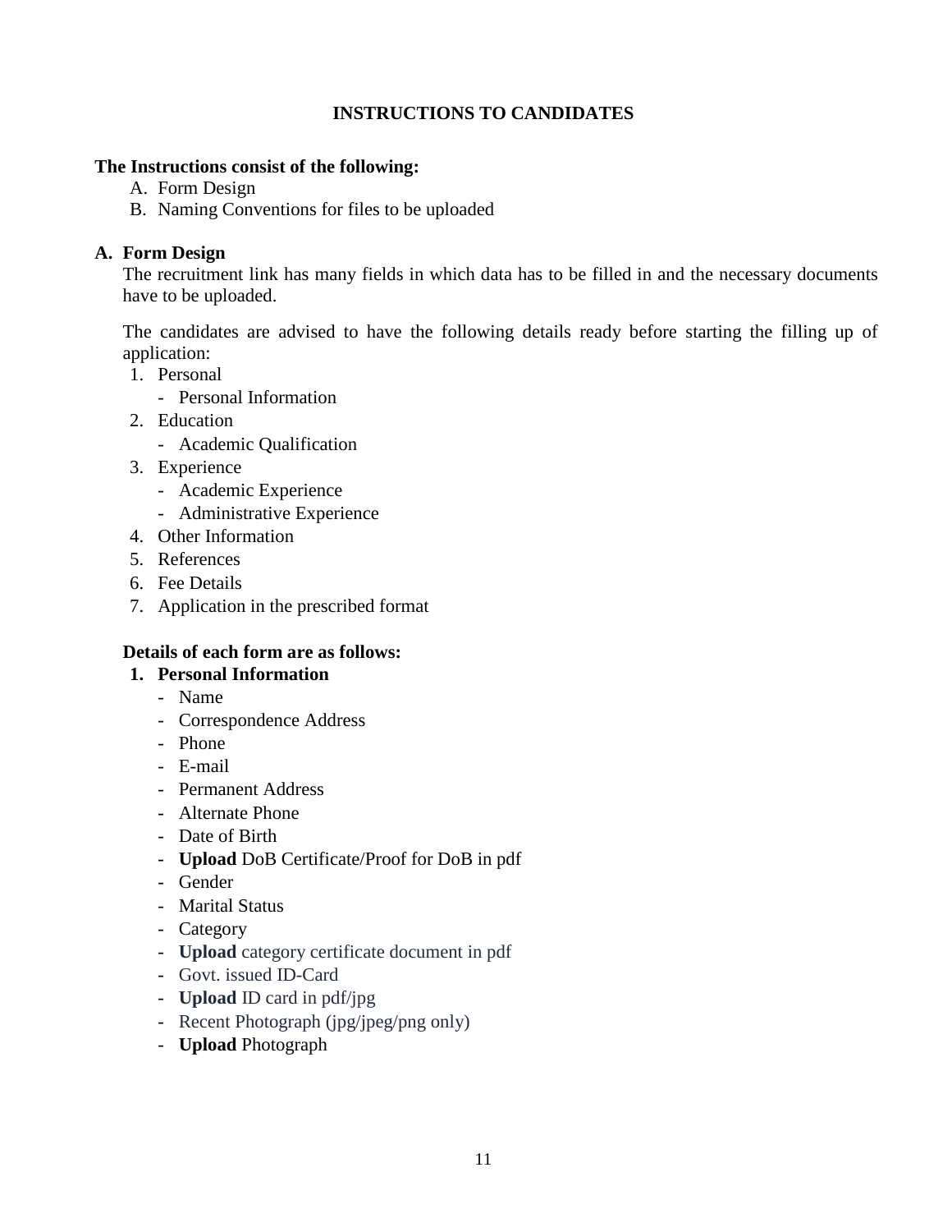## INSTRUCTIONS TO CANDIDATES

**The Instructions consist of the following:**

A. Form Design
B. Naming Conventions for files to be uploaded

### A. Form Design

The recruitment link has many fields in which data has to be filled in and the necessary documents have to be uploaded.

The candidates are advised to have the following details ready before starting the filling up of application:

1. Personal
   - Personal Information
2. Education
   - Academic Qualification
3. Experience
   - Academic Experience
   - Administrative Experience
4. Other Information
5. References
6. Fee Details
7. Application in the prescribed format

**Details of each form are as follows:**

1. **Personal Information**
   - Name
   - Correspondence Address
   - Phone
   - E-mail
   - Permanent Address
   - Alternate Phone
   - Date of Birth
   - **Upload** DoB Certificate/Proof for DoB in pdf
   - Gender
   - Marital Status
   - Category
   - **Upload** category certificate document in pdf
   - Govt. issued ID-Card
   - **Upload** ID card in pdf/jpg
   - Recent Photograph (jpg/jpeg/png only)
   - **Upload** Photograph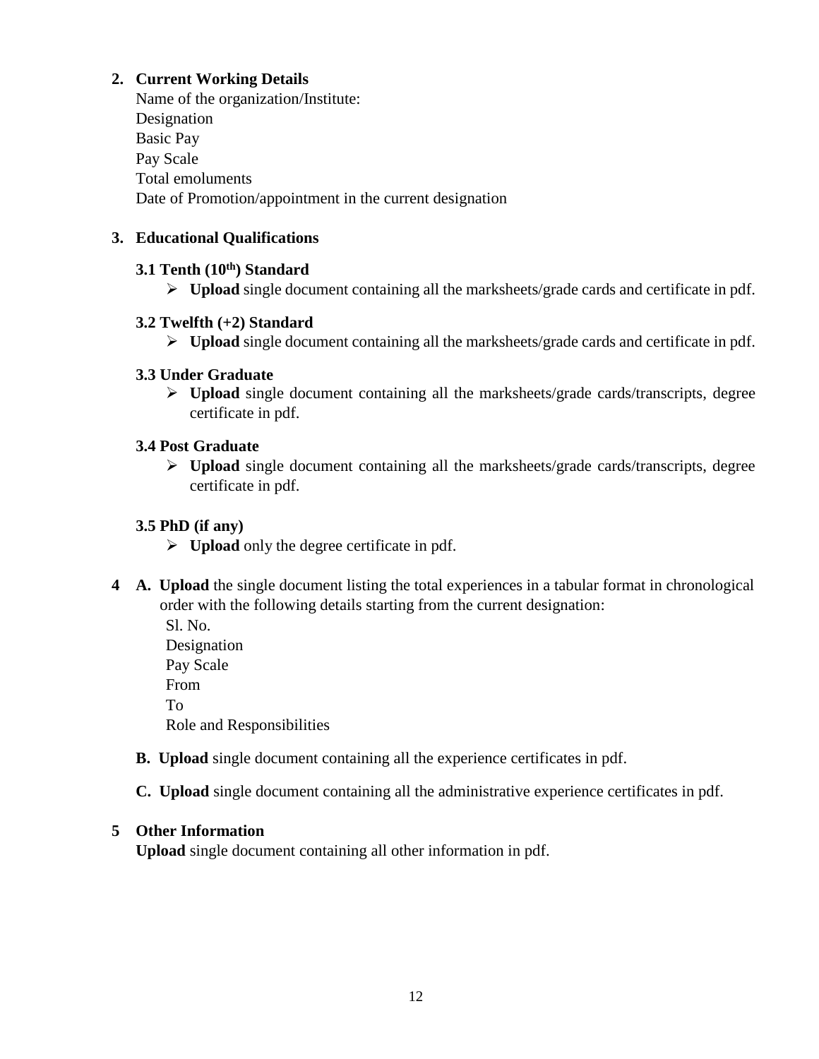2. **Current Working Details**

   Name of the organization/Institute:
   Designation
   Basic Pay
   Pay Scale
   Total emoluments
   Date of Promotion/appointment in the current designation

3. **Educational Qualifications**

   **3.1 Tenth (10th) Standard**

   - **Upload** single document containing all the marksheets/grade cards and certificate in pdf.

   **3.2 Twelfth (+2) Standard**

   - **Upload** single document containing all the marksheets/grade cards and certificate in pdf.

   **3.3 Under Graduate**

   - **Upload** single document containing all the marksheets/grade cards/transcripts, degree certificate in pdf.

   **3.4 Post Graduate**

   - **Upload** single document containing all the marksheets/grade cards/transcripts, degree certificate in pdf.

   **3.5 PhD (if any)**

   - **Upload** only the degree certificate in pdf.

4. **A. Upload** the single document listing the total experiences in a tabular format in chronological order with the following details starting from the current designation:

   Sl. No.
   Designation
   Pay Scale
   From
   To
   Role and Responsibilities

   **B. Upload** single document containing all the experience certificates in pdf.

   **C. Upload** single document containing all the administrative experience certificates in pdf.

5. **Other Information**

   **Upload** single document containing all other information in pdf.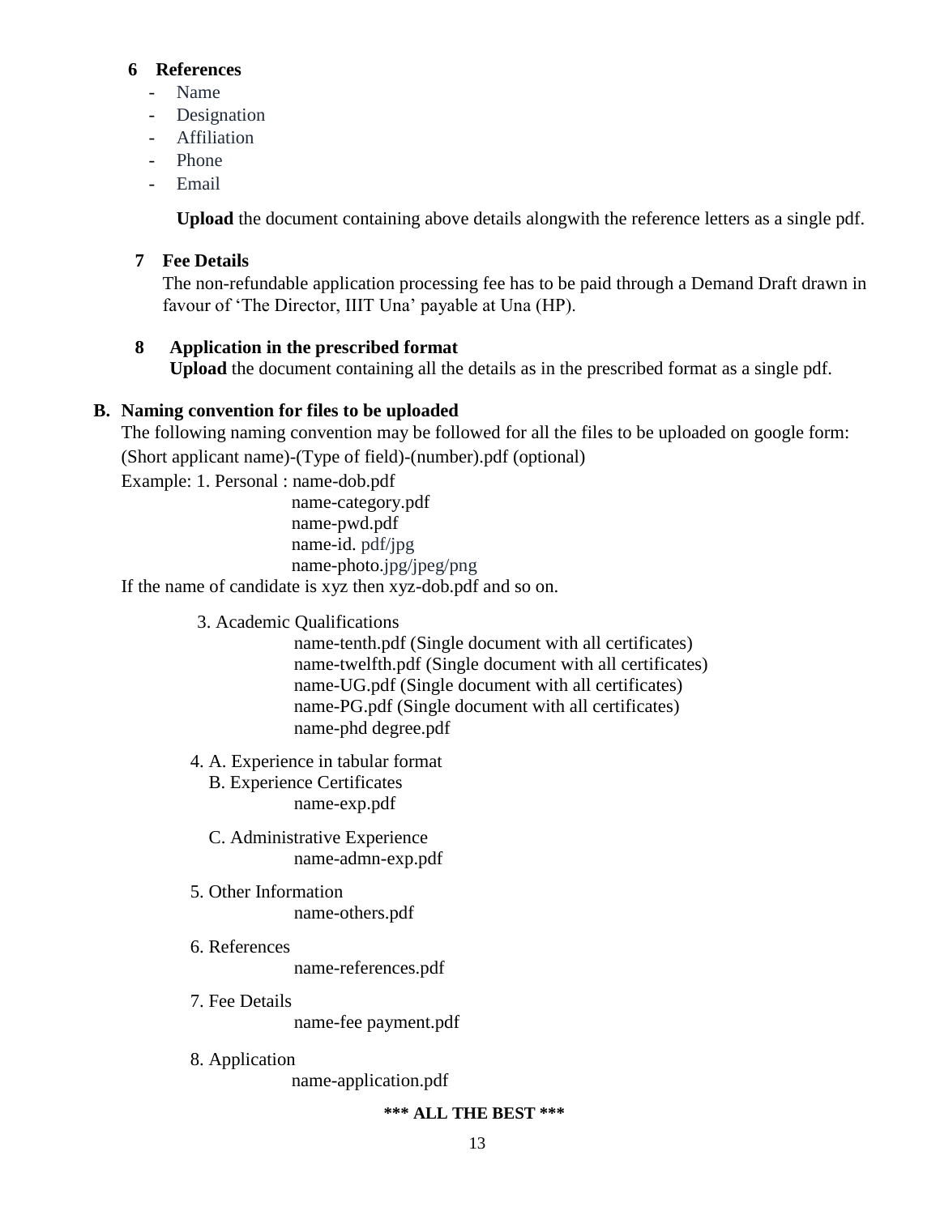**6 References**

- Name
- Designation
- Affiliation
- Phone
- Email

**Upload** the document containing above details alongwith the reference letters as a single pdf.

**7 Fee Details**

The non-refundable application processing fee has to be paid through a Demand Draft drawn in favour of 'The Director, IIIT Una' payable at Una (HP).

**8 Application in the prescribed format**

**Upload** the document containing all the details as in the prescribed format as a single pdf.

**B. Naming convention for files to be uploaded**

The following naming convention may be followed for all the files to be uploaded on google form:

(Short applicant name)-(Type of field)-(number).pdf (optional)

Example: 1. Personal : name-dob.pdf
name-category.pdf
name-pwd.pdf
name-id. pdf/jpg
name-photo.jpg/jpeg/png

If the name of candidate is xyz then xyz-dob.pdf and so on.

3. Academic Qualifications
   - name-tenth.pdf (Single document with all certificates)
   - name-twelfth.pdf (Single document with all certificates)
   - name-UG.pdf (Single document with all certificates)
   - name-PG.pdf (Single document with all certificates)
   - name-phd degree.pdf

4. A. Experience in tabular format
   B. Experience Certificates
   - name-exp.pdf

   C. Administrative Experience
   - name-admn-exp.pdf

5. Other Information
   - name-others.pdf

6. References
   - name-references.pdf

7. Fee Details
   - name-fee payment.pdf

8. Application
   - name-application.pdf

**\*\*\* ALL THE BEST \*\*\***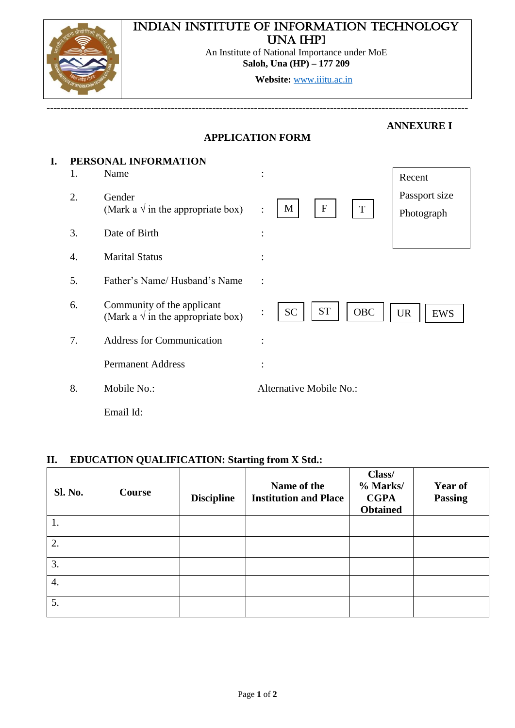# INDIAN INSTITUTE OF INFORMATION TECHNOLOGY UNA [HP]

An Institute of National Importance under MoE

**Saloh, Una (HP) – 177 209**

**Website:** www.iiitu.ac.in

---

**ANNEXURE I**

## APPLICATION FORM

### I. PERSONAL INFORMATION

Recent Passport size Photograph

1. Name :
2. Gender (Mark a √ in the appropriate box) : [ M ] [ F ] [ T ]
3. Date of Birth :
4. Marital Status :
5. Father's Name/ Husband's Name :
6. Community of the applicant (Mark a √ in the appropriate box) : [ SC ] [ ST ] [ OBC ] [ UR ] [ EWS ]
7. Address for Communication :

   Permanent Address :
8. Mobile No.: Alternative Mobile No.:

   Email Id:

### II. EDUCATION QUALIFICATION: Starting from X Std.:

| Sl. No. | Course | Discipline | Name of the Institution and Place | Class/ % Marks/ CGPA Obtained | Year of Passing |
|---|---|---|---|---|---|
| 1. | | | | | |
| 2. | | | | | |
| 3. | | | | | |
| 4. | | | | | |
| 5. | | | | | |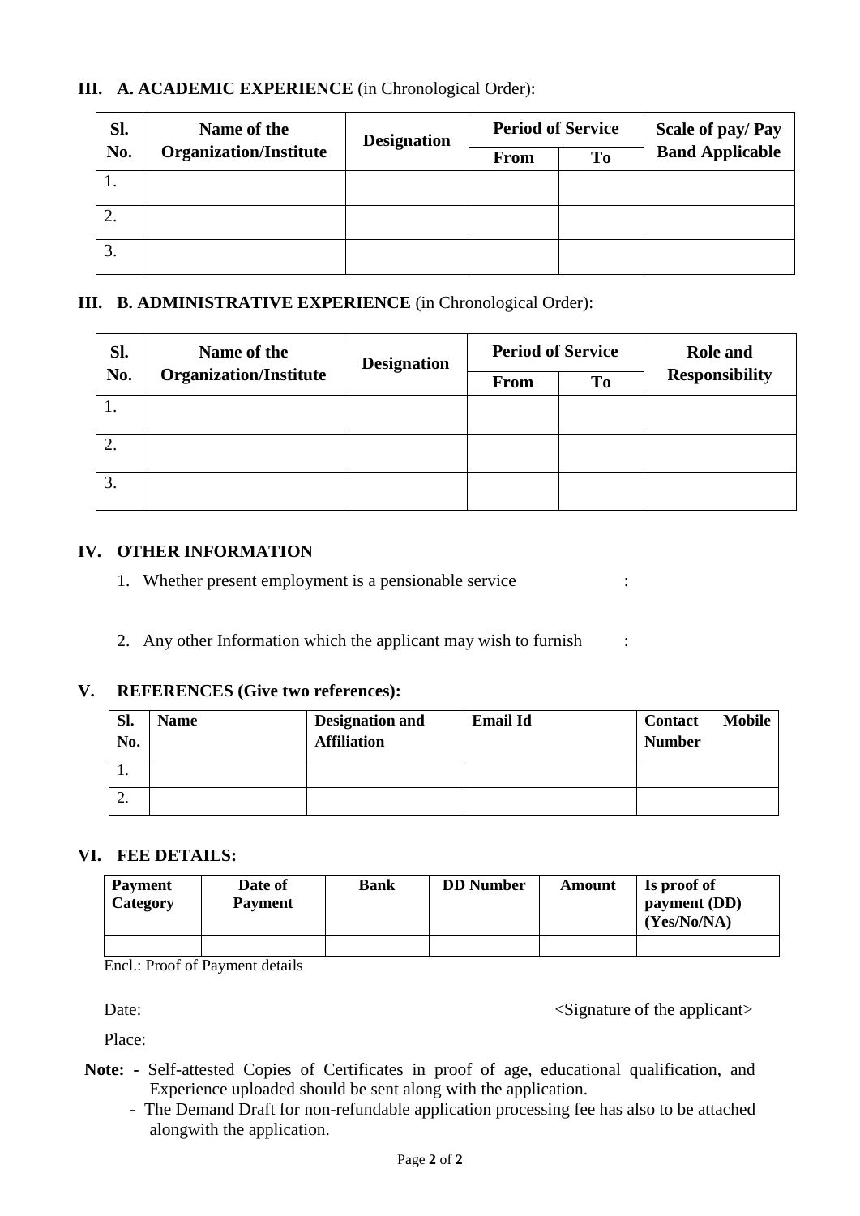## III. A. ACADEMIC EXPERIENCE (in Chronological Order):

| Sl. No. | Name of the Organization/Institute | Designation | Period of Service | | Scale of pay/ Pay Band Applicable |
|---|---|---|---|---|---|
| | | | From | To | |
| 1. | | | | | |
| 2. | | | | | |
| 3. | | | | | |

## III. B. ADMINISTRATIVE EXPERIENCE (in Chronological Order):

| Sl. No. | Name of the Organization/Institute | Designation | Period of Service | | Role and Responsibility |
|---|---|---|---|---|---|
| | | | From | To | |
| 1. | | | | | |
| 2. | | | | | |
| 3. | | | | | |

## IV. OTHER INFORMATION

1. Whether present employment is a pensionable service :

2. Any other Information which the applicant may wish to furnish :

## V. REFERENCES (Give two references):

| Sl. No. | Name | Designation and Affiliation | Email Id | Contact Mobile Number |
|---|---|---|---|---|
| 1. | | | | |
| 2. | | | | |

## VI. FEE DETAILS:

| Payment Category | Date of Payment | Bank | DD Number | Amount | Is proof of payment (DD) (Yes/No/NA) |
|---|---|---|---|---|---|
| | | | | | |

Encl.: Proof of Payment details

Date: <Signature of the applicant>

Place:

**Note:** - Self-attested Copies of Certificates in proof of age, educational qualification, and Experience uploaded should be sent along with the application.
- The Demand Draft for non-refundable application processing fee has also to be attached alongwith the application.